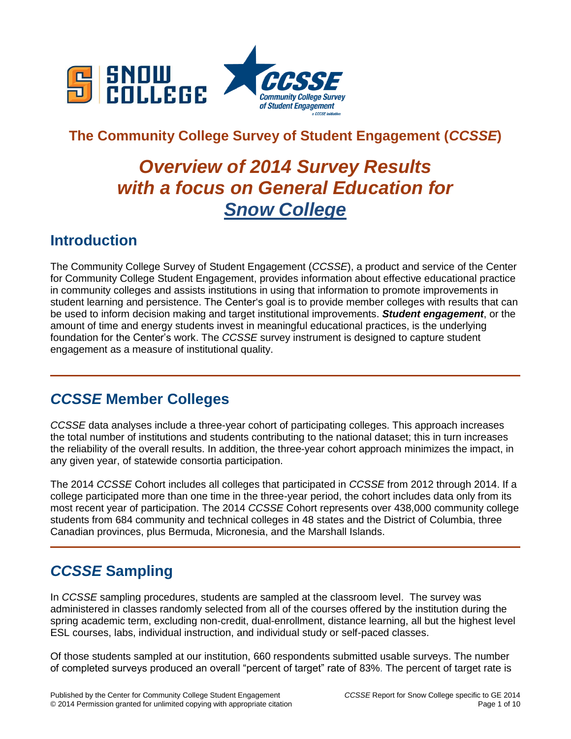## The Community College Survey of Student Engagement (*CCSSE*)

# *Overview of 2014 Survey Results with a focus on General Education for Snow College*

## Introduction

The Community College Survey of Student Engagement (*CCSSE*), a product and service of the Center for Community College Student Engagement, provides information about effective educational practice in community colleges and assists institutions in using that information to promote improvements in student learning and persistence. The Center's goal is to provide member colleges with results that can be used to inform decision making and target institutional improvements. ***Student engagement***, or the amount of time and energy students invest in meaningful educational practices, is the underlying foundation for the Center's work. The *CCSSE* survey instrument is designed to capture student engagement as a measure of institutional quality.

---

## *CCSSE* Member Colleges

*CCSSE* data analyses include a three-year cohort of participating colleges. This approach increases the total number of institutions and students contributing to the national dataset; this in turn increases the reliability of the overall results. In addition, the three-year cohort approach minimizes the impact, in any given year, of statewide consortia participation.

The 2014 *CCSSE* Cohort includes all colleges that participated in *CCSSE* from 2012 through 2014. If a college participated more than one time in the three-year period, the cohort includes data only from its most recent year of participation. The 2014 *CCSSE* Cohort represents over 438,000 community college students from 684 community and technical colleges in 48 states and the District of Columbia, three Canadian provinces, plus Bermuda, Micronesia, and the Marshall Islands.

---

## *CCSSE* Sampling

In *CCSSE* sampling procedures, students are sampled at the classroom level. The survey was administered in classes randomly selected from all of the courses offered by the institution during the spring academic term, excluding non-credit, dual-enrollment, distance learning, all but the highest level ESL courses, labs, individual instruction, and individual study or self-paced classes.

Of those students sampled at our institution, 660 respondents submitted usable surveys. The number of completed surveys produced an overall "percent of target" rate of 83%. The percent of target rate is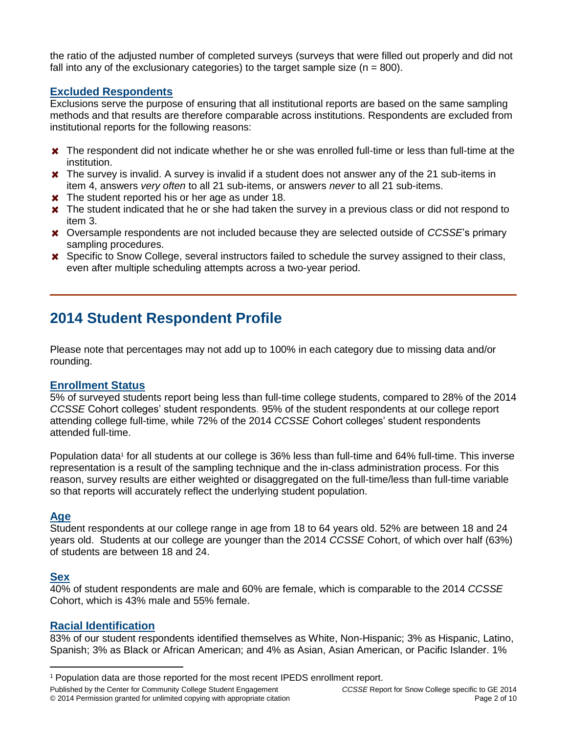the ratio of the adjusted number of completed surveys (surveys that were filled out properly and did not fall into any of the exclusionary categories) to the target sample size (n = 800).

### Excluded Respondents

Exclusions serve the purpose of ensuring that all institutional reports are based on the same sampling methods and that results are therefore comparable across institutions. Respondents are excluded from institutional reports for the following reasons:

- ✖ The respondent did not indicate whether he or she was enrolled full-time or less than full-time at the institution.
- ✖ The survey is invalid. A survey is invalid if a student does not answer any of the 21 sub-items in item 4, answers *very often* to all 21 sub-items, or answers *never* to all 21 sub-items.
- ✖ The student reported his or her age as under 18.
- ✖ The student indicated that he or she had taken the survey in a previous class or did not respond to item 3.
- ✖ Oversample respondents are not included because they are selected outside of *CCSSE*'s primary sampling procedures.
- ✖ Specific to Snow College, several instructors failed to schedule the survey assigned to their class, even after multiple scheduling attempts across a two-year period.

---

## 2014 Student Respondent Profile

Please note that percentages may not add up to 100% in each category due to missing data and/or rounding.

### Enrollment Status

5% of surveyed students report being less than full-time college students, compared to 28% of the 2014 *CCSSE* Cohort colleges' student respondents. 95% of the student respondents at our college report attending college full-time, while 72% of the 2014 *CCSSE* Cohort colleges' student respondents attended full-time.

Population data[1] for all students at our college is 36% less than full-time and 64% full-time. This inverse representation is a result of the sampling technique and the in-class administration process. For this reason, survey results are either weighted or disaggregated on the full-time/less than full-time variable so that reports will accurately reflect the underlying student population.

### Age

Student respondents at our college range in age from 18 to 64 years old. 52% are between 18 and 24 years old. Students at our college are younger than the 2014 *CCSSE* Cohort, of which over half (63%) of students are between 18 and 24.

### Sex

40% of student respondents are male and 60% are female, which is comparable to the 2014 *CCSSE* Cohort, which is 43% male and 55% female.

### Racial Identification

83% of our student respondents identified themselves as White, Non-Hispanic; 3% as Hispanic, Latino, Spanish; 3% as Black or African American; and 4% as Asian, Asian American, or Pacific Islander. 1%

---

[1] Population data are those reported for the most recent IPEDS enrollment report.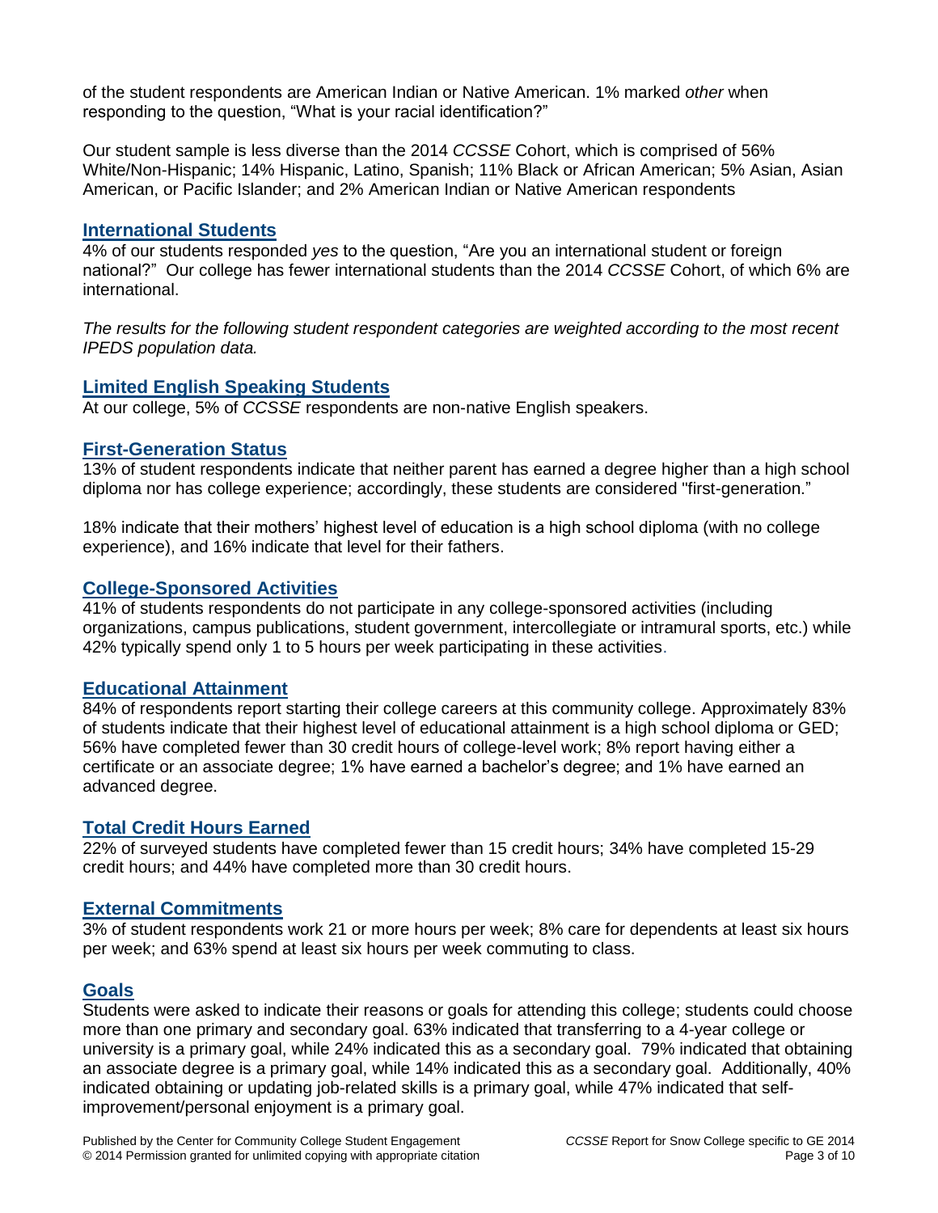of the student respondents are American Indian or Native American. 1% marked *other* when responding to the question, "What is your racial identification?"

Our student sample is less diverse than the 2014 *CCSSE* Cohort, which is comprised of 56% White/Non-Hispanic; 14% Hispanic, Latino, Spanish; 11% Black or African American; 5% Asian, Asian American, or Pacific Islander; and 2% American Indian or Native American respondents

## International Students

4% of our students responded *yes* to the question, "Are you an international student or foreign national?" Our college has fewer international students than the 2014 *CCSSE* Cohort, of which 6% are international.

*The results for the following student respondent categories are weighted according to the most recent IPEDS population data.*

## Limited English Speaking Students

At our college, 5% of *CCSSE* respondents are non-native English speakers.

## First-Generation Status

13% of student respondents indicate that neither parent has earned a degree higher than a high school diploma nor has college experience; accordingly, these students are considered "first-generation."

18% indicate that their mothers' highest level of education is a high school diploma (with no college experience), and 16% indicate that level for their fathers.

## College-Sponsored Activities

41% of students respondents do not participate in any college-sponsored activities (including organizations, campus publications, student government, intercollegiate or intramural sports, etc.) while 42% typically spend only 1 to 5 hours per week participating in these activities.

## Educational Attainment

84% of respondents report starting their college careers at this community college. Approximately 83% of students indicate that their highest level of educational attainment is a high school diploma or GED; 56% have completed fewer than 30 credit hours of college-level work; 8% report having either a certificate or an associate degree; 1% have earned a bachelor's degree; and 1% have earned an advanced degree.

## Total Credit Hours Earned

22% of surveyed students have completed fewer than 15 credit hours; 34% have completed 15-29 credit hours; and 44% have completed more than 30 credit hours.

## External Commitments

3% of student respondents work 21 or more hours per week; 8% care for dependents at least six hours per week; and 63% spend at least six hours per week commuting to class.

## Goals

Students were asked to indicate their reasons or goals for attending this college; students could choose more than one primary and secondary goal. 63% indicated that transferring to a 4-year college or university is a primary goal, while 24% indicated this as a secondary goal. 79% indicated that obtaining an associate degree is a primary goal, while 14% indicated this as a secondary goal. Additionally, 40% indicated obtaining or updating job-related skills is a primary goal, while 47% indicated that self-improvement/personal enjoyment is a primary goal.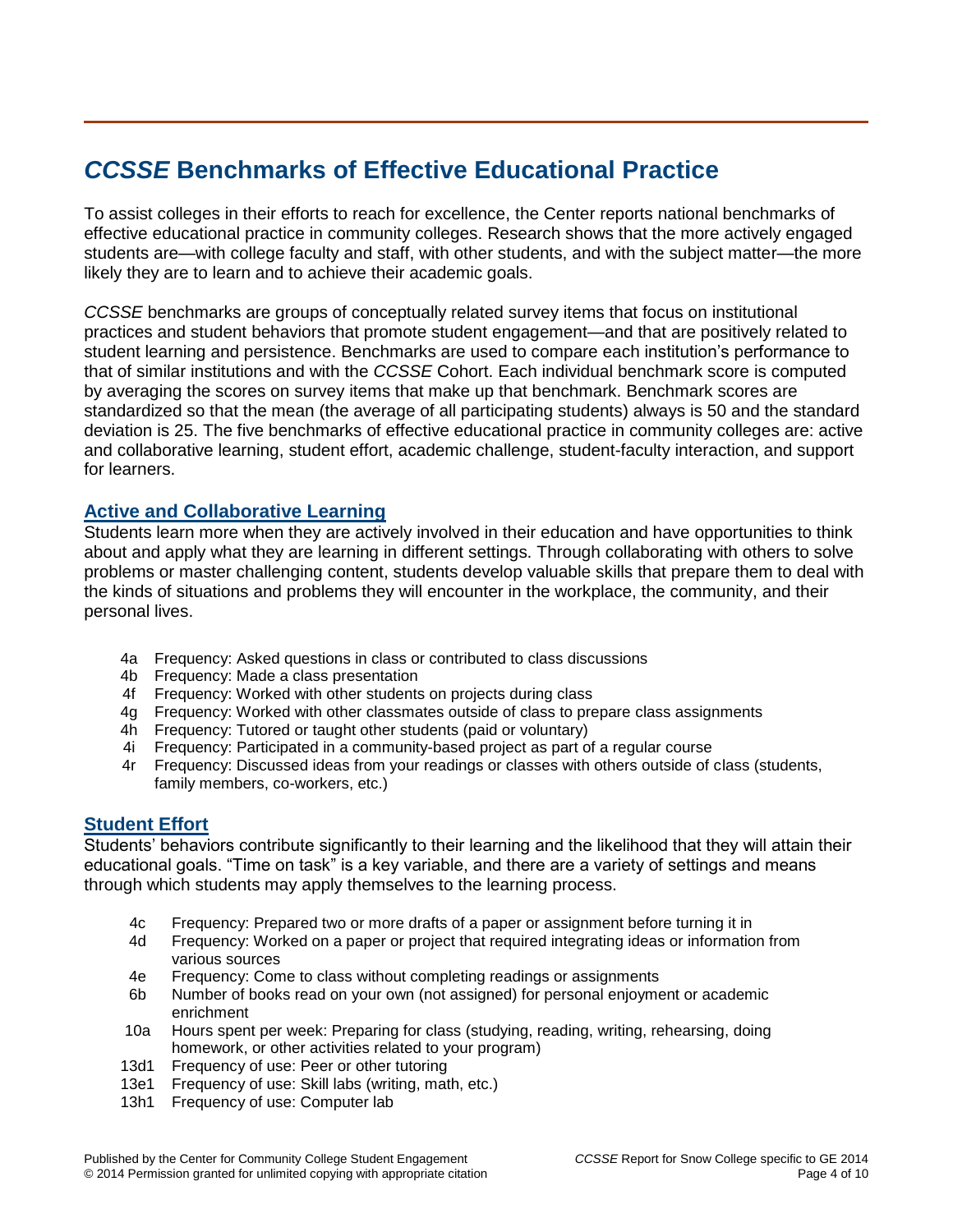# *CCSSE* Benchmarks of Effective Educational Practice

To assist colleges in their efforts to reach for excellence, the Center reports national benchmarks of effective educational practice in community colleges. Research shows that the more actively engaged students are—with college faculty and staff, with other students, and with the subject matter—the more likely they are to learn and to achieve their academic goals.

*CCSSE* benchmarks are groups of conceptually related survey items that focus on institutional practices and student behaviors that promote student engagement—and that are positively related to student learning and persistence. Benchmarks are used to compare each institution's performance to that of similar institutions and with the *CCSSE* Cohort. Each individual benchmark score is computed by averaging the scores on survey items that make up that benchmark. Benchmark scores are standardized so that the mean (the average of all participating students) always is 50 and the standard deviation is 25. The five benchmarks of effective educational practice in community colleges are: active and collaborative learning, student effort, academic challenge, student-faculty interaction, and support for learners.

## Active and Collaborative Learning

Students learn more when they are actively involved in their education and have opportunities to think about and apply what they are learning in different settings. Through collaborating with others to solve problems or master challenging content, students develop valuable skills that prepare them to deal with the kinds of situations and problems they will encounter in the workplace, the community, and their personal lives.

- 4a Frequency: Asked questions in class or contributed to class discussions
- 4b Frequency: Made a class presentation
- 4f Frequency: Worked with other students on projects during class
- 4g Frequency: Worked with other classmates outside of class to prepare class assignments
- 4h Frequency: Tutored or taught other students (paid or voluntary)
- 4i Frequency: Participated in a community-based project as part of a regular course
- 4r Frequency: Discussed ideas from your readings or classes with others outside of class (students, family members, co-workers, etc.)

## Student Effort

Students' behaviors contribute significantly to their learning and the likelihood that they will attain their educational goals. "Time on task" is a key variable, and there are a variety of settings and means through which students may apply themselves to the learning process.

- 4c Frequency: Prepared two or more drafts of a paper or assignment before turning it in
- 4d Frequency: Worked on a paper or project that required integrating ideas or information from various sources
- 4e Frequency: Come to class without completing readings or assignments
- 6b Number of books read on your own (not assigned) for personal enjoyment or academic enrichment
- 10a Hours spent per week: Preparing for class (studying, reading, writing, rehearsing, doing homework, or other activities related to your program)
- 13d1 Frequency of use: Peer or other tutoring
- 13e1 Frequency of use: Skill labs (writing, math, etc.)
- 13h1 Frequency of use: Computer lab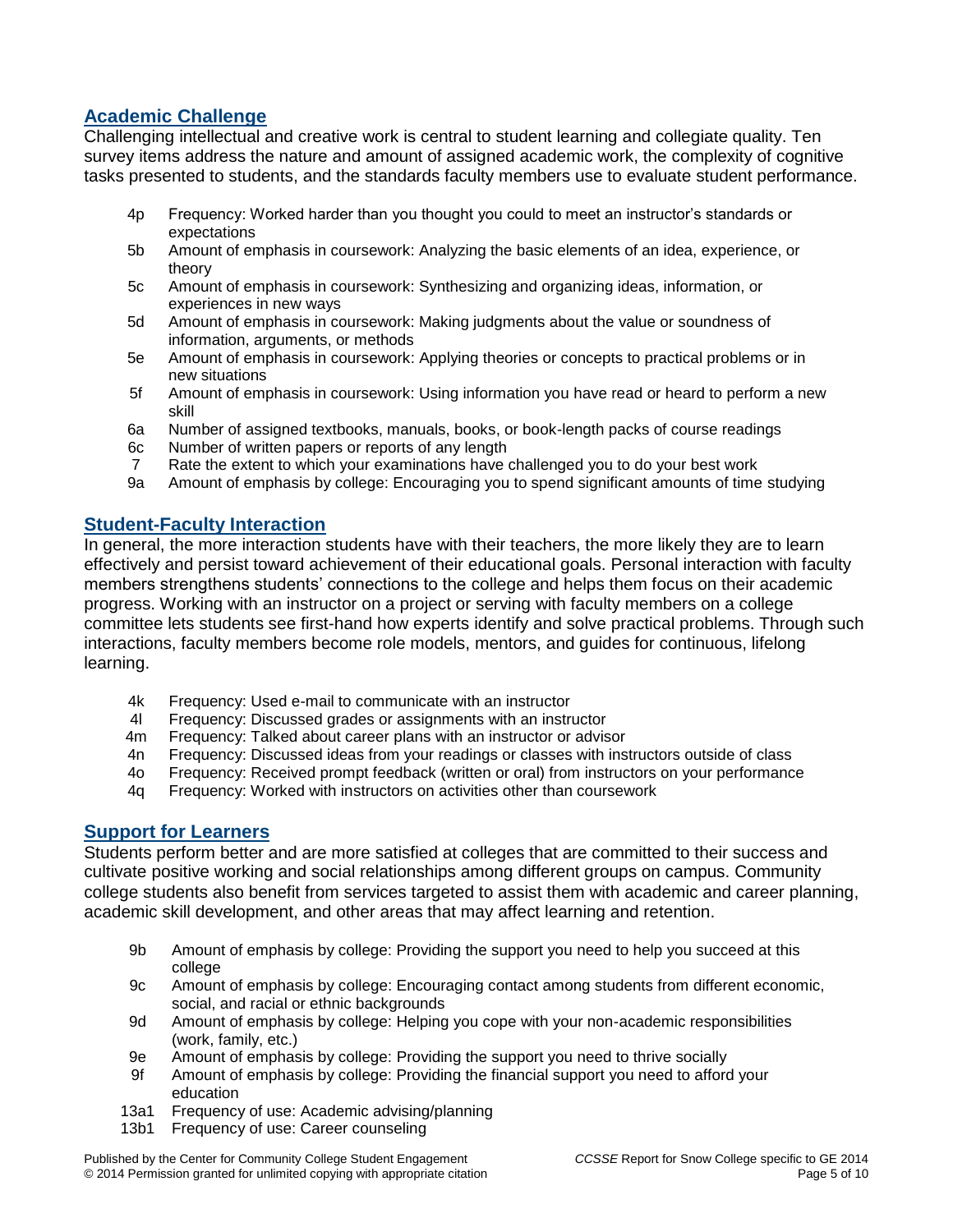## Academic Challenge

Challenging intellectual and creative work is central to student learning and collegiate quality. Ten survey items address the nature and amount of assigned academic work, the complexity of cognitive tasks presented to students, and the standards faculty members use to evaluate student performance.

- 4p Frequency: Worked harder than you thought you could to meet an instructor's standards or expectations
- 5b Amount of emphasis in coursework: Analyzing the basic elements of an idea, experience, or theory
- 5c Amount of emphasis in coursework: Synthesizing and organizing ideas, information, or experiences in new ways
- 5d Amount of emphasis in coursework: Making judgments about the value or soundness of information, arguments, or methods
- 5e Amount of emphasis in coursework: Applying theories or concepts to practical problems or in new situations
- 5f Amount of emphasis in coursework: Using information you have read or heard to perform a new skill
- 6a Number of assigned textbooks, manuals, books, or book-length packs of course readings
- 6c Number of written papers or reports of any length
- 7 Rate the extent to which your examinations have challenged you to do your best work
- 9a Amount of emphasis by college: Encouraging you to spend significant amounts of time studying

## Student-Faculty Interaction

In general, the more interaction students have with their teachers, the more likely they are to learn effectively and persist toward achievement of their educational goals. Personal interaction with faculty members strengthens students' connections to the college and helps them focus on their academic progress. Working with an instructor on a project or serving with faculty members on a college committee lets students see first-hand how experts identify and solve practical problems. Through such interactions, faculty members become role models, mentors, and guides for continuous, lifelong learning.

- 4k Frequency: Used e-mail to communicate with an instructor
- 4l Frequency: Discussed grades or assignments with an instructor
- 4m Frequency: Talked about career plans with an instructor or advisor
- 4n Frequency: Discussed ideas from your readings or classes with instructors outside of class
- 4o Frequency: Received prompt feedback (written or oral) from instructors on your performance
- 4q Frequency: Worked with instructors on activities other than coursework

## Support for Learners

Students perform better and are more satisfied at colleges that are committed to their success and cultivate positive working and social relationships among different groups on campus. Community college students also benefit from services targeted to assist them with academic and career planning, academic skill development, and other areas that may affect learning and retention.

- 9b Amount of emphasis by college: Providing the support you need to help you succeed at this college
- 9c Amount of emphasis by college: Encouraging contact among students from different economic, social, and racial or ethnic backgrounds
- 9d Amount of emphasis by college: Helping you cope with your non-academic responsibilities (work, family, etc.)
- 9e Amount of emphasis by college: Providing the support you need to thrive socially
- 9f Amount of emphasis by college: Providing the financial support you need to afford your education
- 13a1 Frequency of use: Academic advising/planning
- 13b1 Frequency of use: Career counseling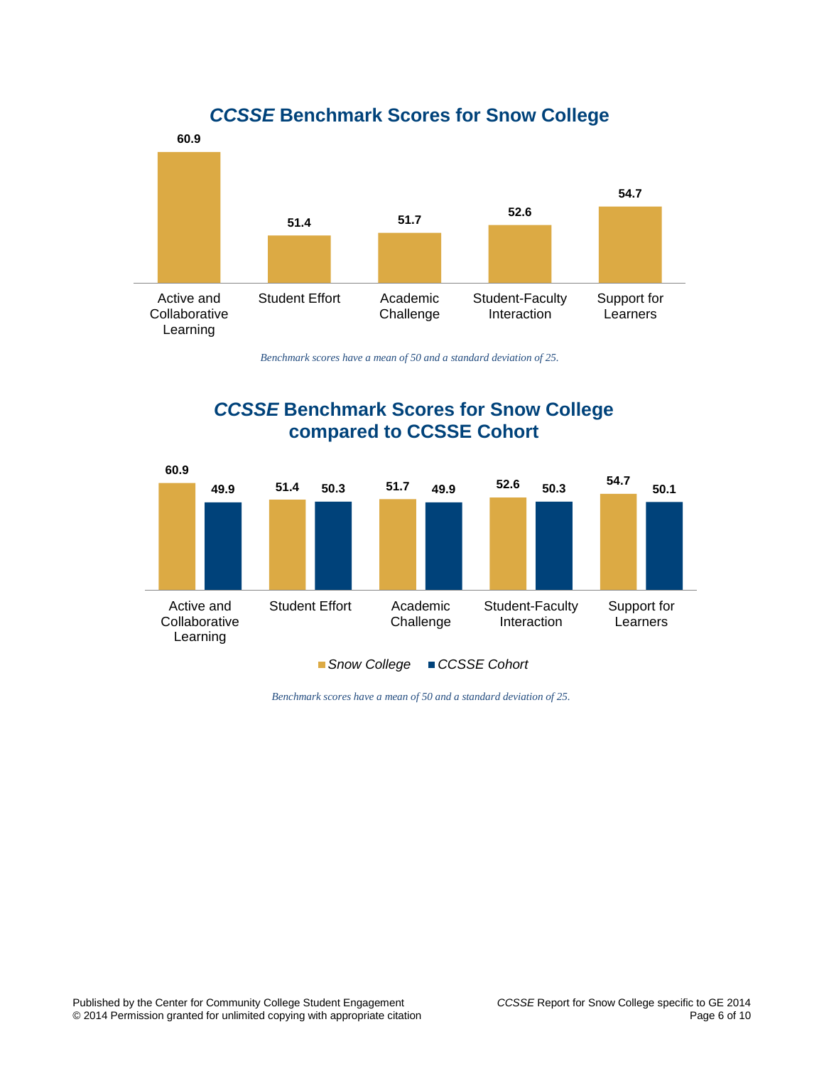## *CCSSE* Benchmark Scores for Snow College

| Benchmark | Score |
|---|---|
| Active and Collaborative Learning | 60.9 |
| Student Effort | 51.4 |
| Academic Challenge | 51.7 |
| Student-Faculty Interaction | 52.6 |
| Support for Learners | 54.7 |

*Benchmark scores have a mean of 50 and a standard deviation of 25.*

## *CCSSE* Benchmark Scores for Snow College compared to CCSSE Cohort

| Benchmark | *Snow College* | *CCSSE Cohort* |
|---|---|---|
| Active and Collaborative Learning | 60.9 | 49.9 |
| Student Effort | 51.4 | 50.3 |
| Academic Challenge | 51.7 | 49.9 |
| Student-Faculty Interaction | 52.6 | 50.3 |
| Support for Learners | 54.7 | 50.1 |

*Benchmark scores have a mean of 50 and a standard deviation of 25.*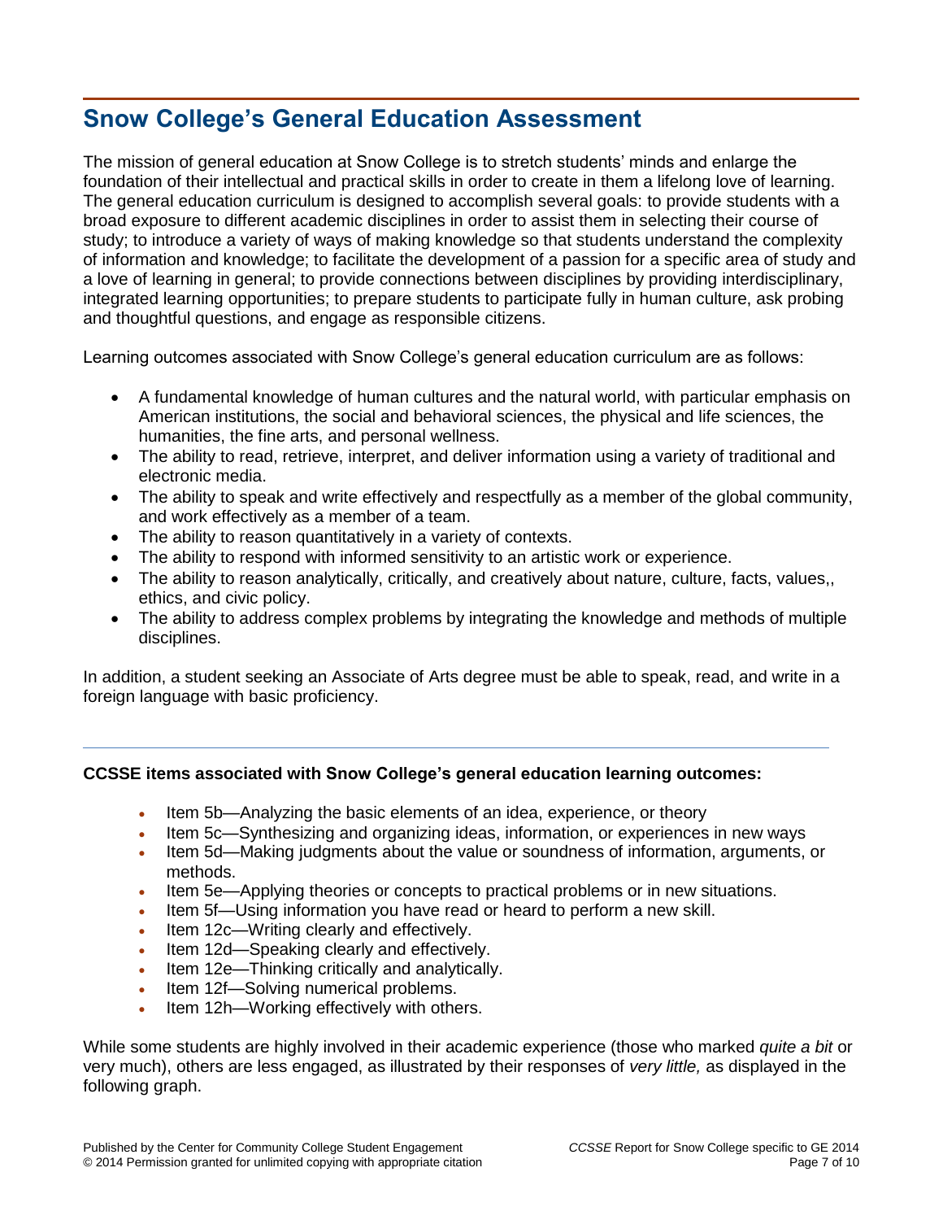## Snow College's General Education Assessment

The mission of general education at Snow College is to stretch students' minds and enlarge the foundation of their intellectual and practical skills in order to create in them a lifelong love of learning. The general education curriculum is designed to accomplish several goals: to provide students with a broad exposure to different academic disciplines in order to assist them in selecting their course of study; to introduce a variety of ways of making knowledge so that students understand the complexity of information and knowledge; to facilitate the development of a passion for a specific area of study and a love of learning in general; to provide connections between disciplines by providing interdisciplinary, integrated learning opportunities; to prepare students to participate fully in human culture, ask probing and thoughtful questions, and engage as responsible citizens.

Learning outcomes associated with Snow College's general education curriculum are as follows:

- A fundamental knowledge of human cultures and the natural world, with particular emphasis on American institutions, the social and behavioral sciences, the physical and life sciences, the humanities, the fine arts, and personal wellness.
- The ability to read, retrieve, interpret, and deliver information using a variety of traditional and electronic media.
- The ability to speak and write effectively and respectfully as a member of the global community, and work effectively as a member of a team.
- The ability to reason quantitatively in a variety of contexts.
- The ability to respond with informed sensitivity to an artistic work or experience.
- The ability to reason analytically, critically, and creatively about nature, culture, facts, values,, ethics, and civic policy.
- The ability to address complex problems by integrating the knowledge and methods of multiple disciplines.

In addition, a student seeking an Associate of Arts degree must be able to speak, read, and write in a foreign language with basic proficiency.

---

**CCSSE items associated with Snow College's general education learning outcomes:**

- Item 5b—Analyzing the basic elements of an idea, experience, or theory
- Item 5c—Synthesizing and organizing ideas, information, or experiences in new ways
- Item 5d—Making judgments about the value or soundness of information, arguments, or methods.
- Item 5e—Applying theories or concepts to practical problems or in new situations.
- Item 5f—Using information you have read or heard to perform a new skill.
- Item 12c—Writing clearly and effectively.
- Item 12d—Speaking clearly and effectively.
- Item 12e—Thinking critically and analytically.
- Item 12f—Solving numerical problems.
- Item 12h—Working effectively with others.

While some students are highly involved in their academic experience (those who marked *quite a bit* or very much), others are less engaged, as illustrated by their responses of *very little,* as displayed in the following graph.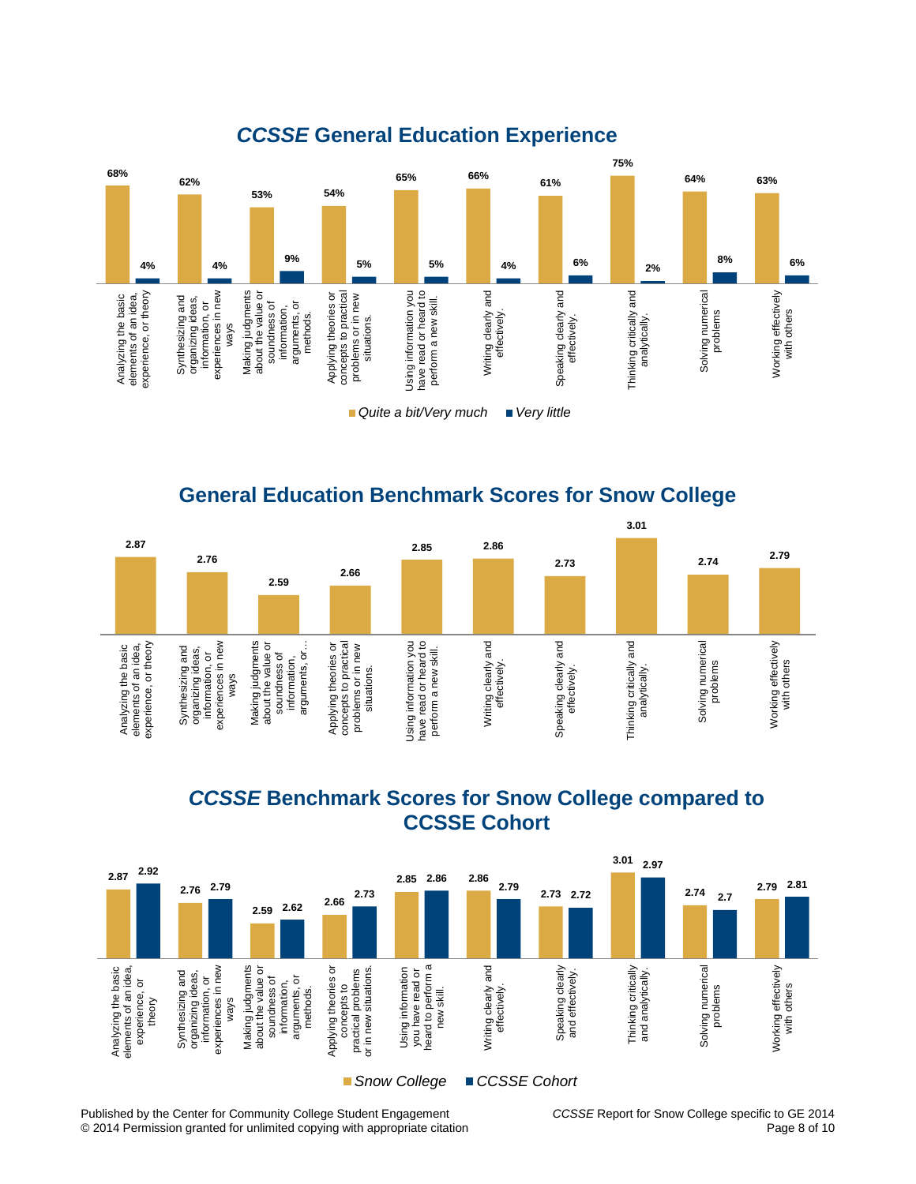## *CCSSE* General Education Experience

| | Quite a bit/Very much | Very little |
|---|---|---|
| Analyzing the basic elements of an idea, experience, or theory | 68% | 4% |
| Synthesizing and organizing ideas, information, or experiences in new ways | 62% | 4% |
| Making judgments about the value or soundness of information, arguments, or methods. | 53% | 9% |
| Applying theories or concepts to practical problems or in new situations. | 54% | 5% |
| Using information you have read or heard to perform a new skill. | 65% | 5% |
| Writing clearly and effectively. | 66% | 4% |
| Speaking clearly and effectively. | 61% | 6% |
| Thinking critically and analytically. | 75% | 2% |
| Solving numerical problems | 64% | 8% |
| Working effectively with others | 63% | 6% |

## General Education Benchmark Scores for Snow College

| | Score |
|---|---|
| Analyzing the basic elements of an idea, experience, or theory | 2.87 |
| Synthesizing and organizing ideas, information, or experiences in new ways | 2.76 |
| Making judgments about the value or soundness of information, arguments, or… | 2.59 |
| Applying theories or concepts to practical problems or in new situations. | 2.66 |
| Using information you have read or heard to perform a new skill. | 2.85 |
| Writing clearly and effectively. | 2.86 |
| Speaking clearly and effectively. | 2.73 |
| Thinking critically and analytically. | 3.01 |
| Solving numerical problems | 2.74 |
| Working effectively with others | 2.79 |

## *CCSSE* Benchmark Scores for Snow College compared to CCSSE Cohort

| | Snow College | CCSSE Cohort |
|---|---|---|
| Analyzing the basic elements of an idea, experience, or theory | 2.87 | 2.92 |
| Synthesizing and organizing ideas, information, or experiences in new ways | 2.76 | 2.79 |
| Making judgments about the value or soundness of information, arguments, or methods. | 2.59 | 2.62 |
| Applying theories or concepts to practical problems or in new situations. | 2.66 | 2.73 |
| Using information you have read or heard to perform a new skill. | 2.85 | 2.86 |
| Writing clearly and effectively. | 2.86 | 2.79 |
| Speaking clearly and effectively. | 2.73 | 2.72 |
| Thinking critically and analytically. | 3.01 | 2.97 |
| Solving numerical problems | 2.74 | 2.7 |
| Working effectively with others | 2.79 | 2.81 |

Published by the Center for Community College Student Engagement
© 2014 Permission granted for unlimited copying with appropriate citation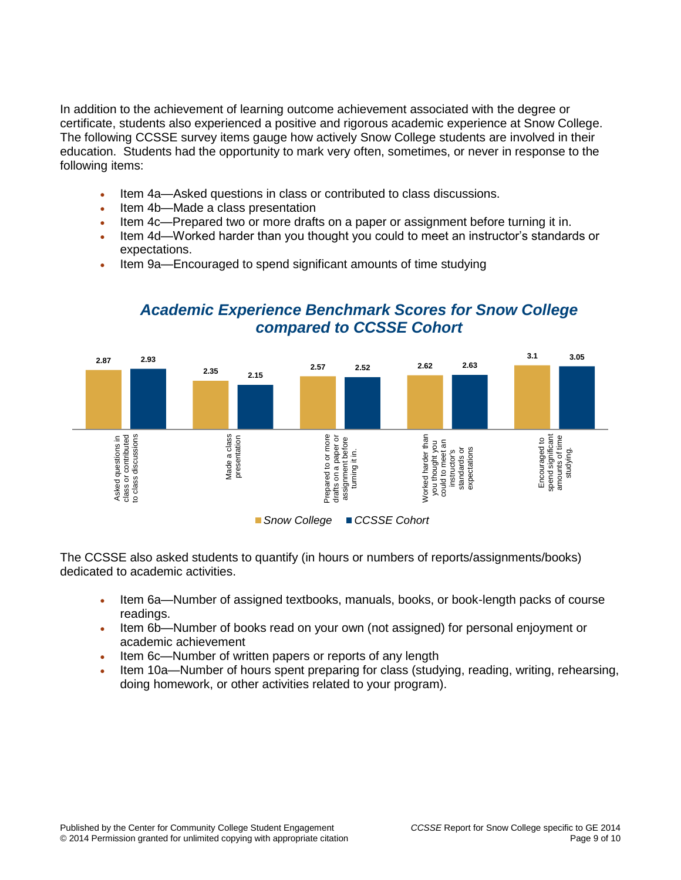In addition to the achievement of learning outcome achievement associated with the degree or certificate, students also experienced a positive and rigorous academic experience at Snow College. The following CCSSE survey items gauge how actively Snow College students are involved in their education. Students had the opportunity to mark very often, sometimes, or never in response to the following items:

- Item 4a—Asked questions in class or contributed to class discussions.
- Item 4b—Made a class presentation
- Item 4c—Prepared two or more drafts on a paper or assignment before turning it in.
- Item 4d—Worked harder than you thought you could to meet an instructor's standards or expectations.
- Item 9a—Encouraged to spend significant amounts of time studying

## *Academic Experience Benchmark Scores for Snow College compared to CCSSE Cohort*

| | Snow College | CCSSE Cohort |
| --- | --- | --- |
| Asked questions in class or contributed to class discussions | 2.87 | 2.93 |
| Made a class presentation | 2.35 | 2.15 |
| Prepared to or more drafts on a paper or assignment before turning it in. | 2.57 | 2.52 |
| Worked harder than you thought you could to meet an instructor's standards or expectations | 2.62 | 2.63 |
| Encouraged to spend significant amounts of time studying. | 3.1 | 3.05 |

The CCSSE also asked students to quantify (in hours or numbers of reports/assignments/books) dedicated to academic activities.

- Item 6a—Number of assigned textbooks, manuals, books, or book-length packs of course readings.
- Item 6b—Number of books read on your own (not assigned) for personal enjoyment or academic achievement
- Item 6c—Number of written papers or reports of any length
- Item 10a—Number of hours spent preparing for class (studying, reading, writing, rehearsing, doing homework, or other activities related to your program).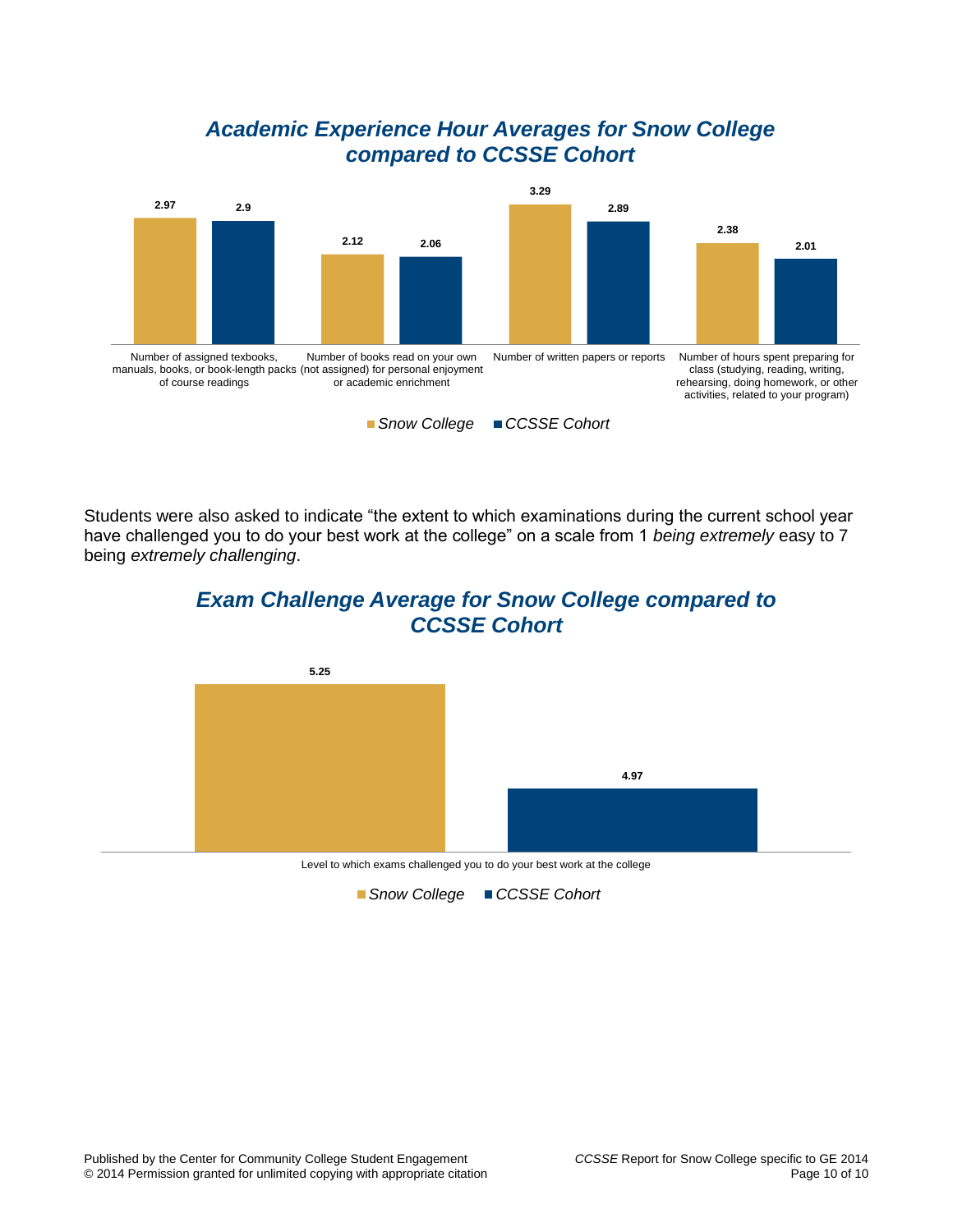### Academic Experience Hour Averages for Snow College compared to CCSSE Cohort

2.97
2.9
2.12
2.06
3.29
2.89
2.38
2.01

Number of assigned texbooks, manuals, books, or book-length packs of course readings

Number of books read on your own (not assigned) for personal enjoyment or academic enrichment

Number of written papers or reports

Number of hours spent preparing for class (studying, reading, writing, rehearsing, doing homework, or other activities, related to your program)

*Snow College* *CCSSE Cohort*

Students were also asked to indicate "the extent to which examinations during the current school year have challenged you to do your best work at the college" on a scale from 1 *being extremely* easy to 7 being *extremely challenging*.

### Exam Challenge Average for Snow College compared to CCSSE Cohort

5.25
4.97

Level to which exams challenged you to do your best work at the college

*Snow College* *CCSSE Cohort*

Published by the Center for Community College Student Engagement
© 2014 Permission granted for unlimited copying with appropriate citation